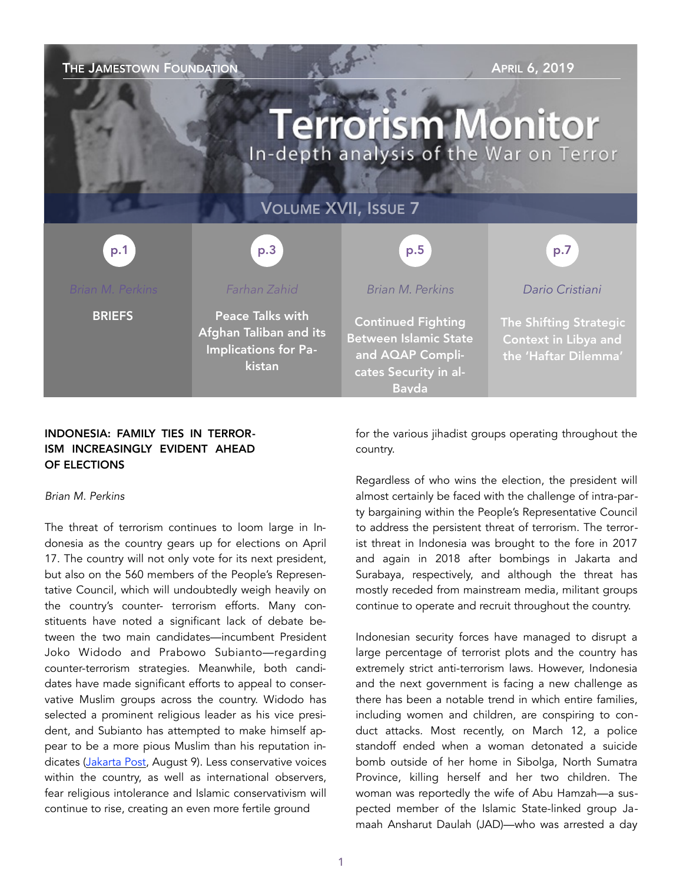The Jamestown Foundation

April 6, 2019

# Terrorism Monitor

In-depth analysis of the War on Terror

Volume XVII, Issue 7

| p.1 | p.3 | p.5 | p.7 |
|---|---|---|---|
| Brian M. Perkins | Farhan Zahid | Brian M. Perkins | Dario Cristiani |
| **BRIEFS** | Peace Talks with Afghan Taliban and its Implications for Pakistan | Continued Fighting Between Islamic State and AQAP Complicates Security in al-Bayda | The Shifting Strategic Context in Libya and the 'Haftar Dilemma' |

## INDONESIA: FAMILY TIES IN TERRORISM INCREASINGLY EVIDENT AHEAD OF ELECTIONS

*Brian M. Perkins*

The threat of terrorism continues to loom large in Indonesia as the country gears up for elections on April 17. The country will not only vote for its next president, but also on the 560 members of the People's Representative Council, which will undoubtedly weigh heavily on the country's counter- terrorism efforts. Many constituents have noted a significant lack of debate between the two main candidates—incumbent President Joko Widodo and Prabowo Subianto—regarding counter-terrorism strategies. Meanwhile, both candidates have made significant efforts to appeal to conservative Muslim groups across the country. Widodo has selected a prominent religious leader as his vice president, and Subianto has attempted to make himself appear to be a more pious Muslim than his reputation indicates (Jakarta Post, August 9). Less conservative voices within the country, as well as international observers, fear religious intolerance and Islamic conservativism will continue to rise, creating an even more fertile ground for the various jihadist groups operating throughout the country.

Regardless of who wins the election, the president will almost certainly be faced with the challenge of intra-party bargaining within the People's Representative Council to address the persistent threat of terrorism. The terrorist threat in Indonesia was brought to the fore in 2017 and again in 2018 after bombings in Jakarta and Surabaya, respectively, and although the threat has mostly receded from mainstream media, militant groups continue to operate and recruit throughout the country.

Indonesian security forces have managed to disrupt a large percentage of terrorist plots and the country has extremely strict anti-terrorism laws. However, Indonesia and the next government is facing a new challenge as there has been a notable trend in which entire families, including women and children, are conspiring to conduct attacks. Most recently, on March 12, a police standoff ended when a woman detonated a suicide bomb outside of her home in Sibolga, North Sumatra Province, killing herself and her two children. The woman was reportedly the wife of Abu Hamzah—a suspected member of the Islamic State-linked group Jamaah Ansharut Daulah (JAD)—who was arrested a day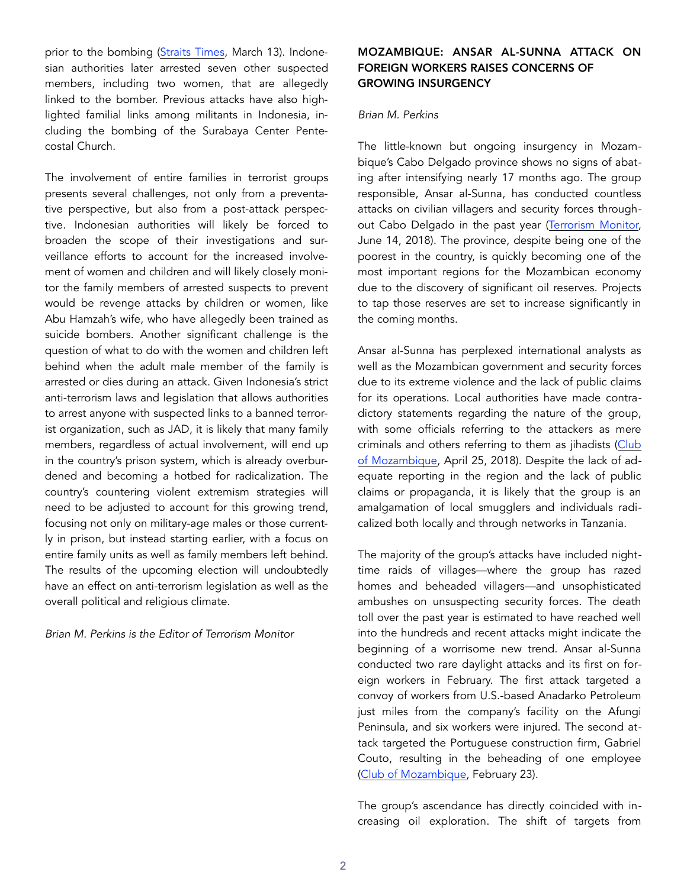prior to the bombing (Straits Times, March 13). Indonesian authorities later arrested seven other suspected members, including two women, that are allegedly linked to the bomber. Previous attacks have also highlighted familial links among militants in Indonesia, including the bombing of the Surabaya Center Pentecostal Church.

The involvement of entire families in terrorist groups presents several challenges, not only from a preventative perspective, but also from a post-attack perspective. Indonesian authorities will likely be forced to broaden the scope of their investigations and surveillance efforts to account for the increased involvement of women and children and will likely closely monitor the family members of arrested suspects to prevent would be revenge attacks by children or women, like Abu Hamzah's wife, who have allegedly been trained as suicide bombers. Another significant challenge is the question of what to do with the women and children left behind when the adult male member of the family is arrested or dies during an attack. Given Indonesia's strict anti-terrorism laws and legislation that allows authorities to arrest anyone with suspected links to a banned terrorist organization, such as JAD, it is likely that many family members, regardless of actual involvement, will end up in the country's prison system, which is already overburdened and becoming a hotbed for radicalization. The country's countering violent extremism strategies will need to be adjusted to account for this growing trend, focusing not only on military-age males or those currently in prison, but instead starting earlier, with a focus on entire family units as well as family members left behind. The results of the upcoming election will undoubtedly have an effect on anti-terrorism legislation as well as the overall political and religious climate.

*Brian M. Perkins is the Editor of Terrorism Monitor*

## MOZAMBIQUE: ANSAR AL-SUNNA ATTACK ON FOREIGN WORKERS RAISES CONCERNS OF GROWING INSURGENCY

*Brian M. Perkins*

The little-known but ongoing insurgency in Mozambique's Cabo Delgado province shows no signs of abating after intensifying nearly 17 months ago. The group responsible, Ansar al-Sunna, has conducted countless attacks on civilian villagers and security forces throughout Cabo Delgado in the past year (Terrorism Monitor, June 14, 2018). The province, despite being one of the poorest in the country, is quickly becoming one of the most important regions for the Mozambican economy due to the discovery of significant oil reserves. Projects to tap those reserves are set to increase significantly in the coming months.

Ansar al-Sunna has perplexed international analysts as well as the Mozambican government and security forces due to its extreme violence and the lack of public claims for its operations. Local authorities have made contradictory statements regarding the nature of the group, with some officials referring to the attackers as mere criminals and others referring to them as jihadists (Club of Mozambique, April 25, 2018). Despite the lack of adequate reporting in the region and the lack of public claims or propaganda, it is likely that the group is an amalgamation of local smugglers and individuals radicalized both locally and through networks in Tanzania.

The majority of the group's attacks have included nighttime raids of villages—where the group has razed homes and beheaded villagers—and unsophisticated ambushes on unsuspecting security forces. The death toll over the past year is estimated to have reached well into the hundreds and recent attacks might indicate the beginning of a worrisome new trend. Ansar al-Sunna conducted two rare daylight attacks and its first on foreign workers in February. The first attack targeted a convoy of workers from U.S.-based Anadarko Petroleum just miles from the company's facility on the Afungi Peninsula, and six workers were injured. The second attack targeted the Portuguese construction firm, Gabriel Couto, resulting in the beheading of one employee (Club of Mozambique, February 23).

The group's ascendance has directly coincided with increasing oil exploration. The shift of targets from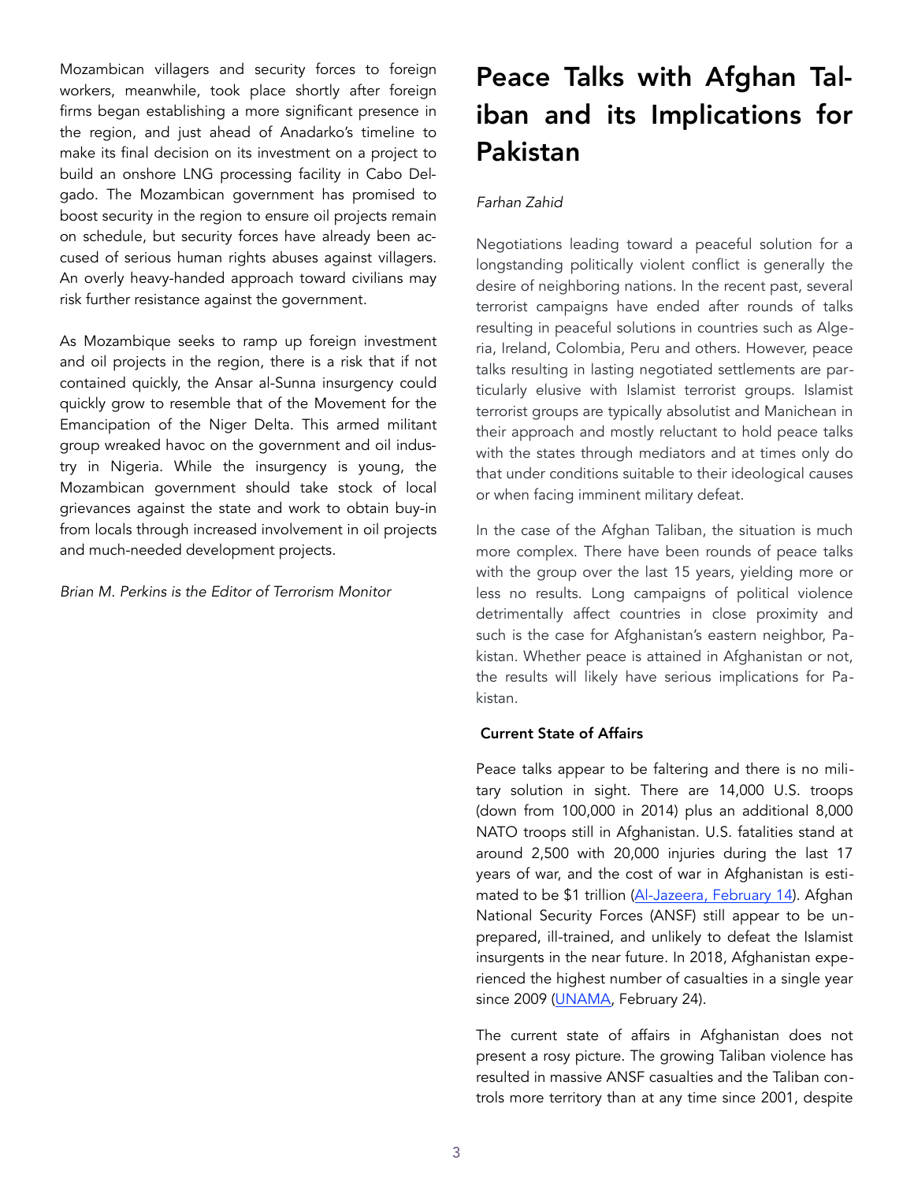Mozambican villagers and security forces to foreign workers, meanwhile, took place shortly after foreign firms began establishing a more significant presence in the region, and just ahead of Anadarko's timeline to make its final decision on its investment on a project to build an onshore LNG processing facility in Cabo Delgado. The Mozambican government has promised to boost security in the region to ensure oil projects remain on schedule, but security forces have already been accused of serious human rights abuses against villagers. An overly heavy-handed approach toward civilians may risk further resistance against the government.

As Mozambique seeks to ramp up foreign investment and oil projects in the region, there is a risk that if not contained quickly, the Ansar al-Sunna insurgency could quickly grow to resemble that of the Movement for the Emancipation of the Niger Delta. This armed militant group wreaked havoc on the government and oil industry in Nigeria. While the insurgency is young, the Mozambican government should take stock of local grievances against the state and work to obtain buy-in from locals through increased involvement in oil projects and much-needed development projects.

*Brian M. Perkins is the Editor of Terrorism Monitor*

# Peace Talks with Afghan Taliban and its Implications for Pakistan

*Farhan Zahid*

Negotiations leading toward a peaceful solution for a longstanding politically violent conflict is generally the desire of neighboring nations. In the recent past, several terrorist campaigns have ended after rounds of talks resulting in peaceful solutions in countries such as Algeria, Ireland, Colombia, Peru and others. However, peace talks resulting in lasting negotiated settlements are particularly elusive with Islamist terrorist groups. Islamist terrorist groups are typically absolutist and Manichean in their approach and mostly reluctant to hold peace talks with the states through mediators and at times only do that under conditions suitable to their ideological causes or when facing imminent military defeat.

In the case of the Afghan Taliban, the situation is much more complex. There have been rounds of peace talks with the group over the last 15 years, yielding more or less no results. Long campaigns of political violence detrimentally affect countries in close proximity and such is the case for Afghanistan's eastern neighbor, Pakistan. Whether peace is attained in Afghanistan or not, the results will likely have serious implications for Pakistan.

**Current State of Affairs**

Peace talks appear to be faltering and there is no military solution in sight. There are 14,000 U.S. troops (down from 100,000 in 2014) plus an additional 8,000 NATO troops still in Afghanistan. U.S. fatalities stand at around 2,500 with 20,000 injuries during the last 17 years of war, and the cost of war in Afghanistan is estimated to be $1 trillion (Al-Jazeera, February 14). Afghan National Security Forces (ANSF) still appear to be unprepared, ill-trained, and unlikely to defeat the Islamist insurgents in the near future. In 2018, Afghanistan experienced the highest number of casualties in a single year since 2009 (UNAMA, February 24).

The current state of affairs in Afghanistan does not present a rosy picture. The growing Taliban violence has resulted in massive ANSF casualties and the Taliban controls more territory than at any time since 2001, despite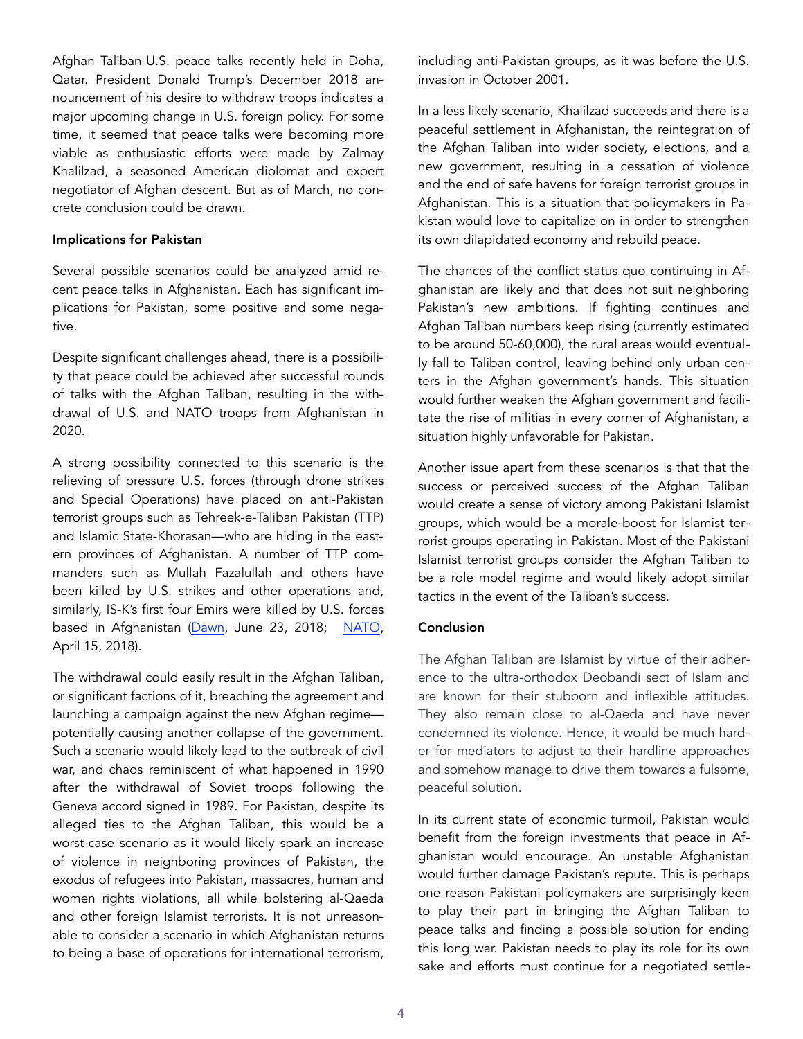Afghan Taliban-U.S. peace talks recently held in Doha, Qatar. President Donald Trump's December 2018 announcement of his desire to withdraw troops indicates a major upcoming change in U.S. foreign policy. For some time, it seemed that peace talks were becoming more viable as enthusiastic efforts were made by Zalmay Khalilzad, a seasoned American diplomat and expert negotiator of Afghan descent. But as of March, no concrete conclusion could be drawn.

**Implications for Pakistan**

Several possible scenarios could be analyzed amid recent peace talks in Afghanistan. Each has significant implications for Pakistan, some positive and some negative.

Despite significant challenges ahead, there is a possibility that peace could be achieved after successful rounds of talks with the Afghan Taliban, resulting in the withdrawal of U.S. and NATO troops from Afghanistan in 2020.

A strong possibility connected to this scenario is the relieving of pressure U.S. forces (through drone strikes and Special Operations) have placed on anti-Pakistan terrorist groups such as Tehreek-e-Taliban Pakistan (TTP) and Islamic State-Khorasan—who are hiding in the eastern provinces of Afghanistan. A number of TTP commanders such as Mullah Fazalullah and others have been killed by U.S. strikes and other operations and, similarly, IS-K's first four Emirs were killed by U.S. forces based in Afghanistan (Dawn, June 23, 2018; NATO, April 15, 2018).

The withdrawal could easily result in the Afghan Taliban, or significant factions of it, breaching the agreement and launching a campaign against the new Afghan regime—potentially causing another collapse of the government. Such a scenario would likely lead to the outbreak of civil war, and chaos reminiscent of what happened in 1990 after the withdrawal of Soviet troops following the Geneva accord signed in 1989. For Pakistan, despite its alleged ties to the Afghan Taliban, this would be a worst-case scenario as it would likely spark an increase of violence in neighboring provinces of Pakistan, the exodus of refugees into Pakistan, massacres, human and women rights violations, all while bolstering al-Qaeda and other foreign Islamist terrorists. It is not unreasonable to consider a scenario in which Afghanistan returns to being a base of operations for international terrorism, including anti-Pakistan groups, as it was before the U.S. invasion in October 2001.

In a less likely scenario, Khalilzad succeeds and there is a peaceful settlement in Afghanistan, the reintegration of the Afghan Taliban into wider society, elections, and a new government, resulting in a cessation of violence and the end of safe havens for foreign terrorist groups in Afghanistan. This is a situation that policymakers in Pakistan would love to capitalize on in order to strengthen its own dilapidated economy and rebuild peace.

The chances of the conflict status quo continuing in Afghanistan are likely and that does not suit neighboring Pakistan's new ambitions. If fighting continues and Afghan Taliban numbers keep rising (currently estimated to be around 50-60,000), the rural areas would eventually fall to Taliban control, leaving behind only urban centers in the Afghan government's hands. This situation would further weaken the Afghan government and facilitate the rise of militias in every corner of Afghanistan, a situation highly unfavorable for Pakistan.

Another issue apart from these scenarios is that that the success or perceived success of the Afghan Taliban would create a sense of victory among Pakistani Islamist groups, which would be a morale-boost for Islamist terrorist groups operating in Pakistan. Most of the Pakistani Islamist terrorist groups consider the Afghan Taliban to be a role model regime and would likely adopt similar tactics in the event of the Taliban's success.

**Conclusion**

The Afghan Taliban are Islamist by virtue of their adherence to the ultra-orthodox Deobandi sect of Islam and are known for their stubborn and inflexible attitudes. They also remain close to al-Qaeda and have never condemned its violence. Hence, it would be much harder for mediators to adjust to their hardline approaches and somehow manage to drive them towards a fulsome, peaceful solution.

In its current state of economic turmoil, Pakistan would benefit from the foreign investments that peace in Afghanistan would encourage. An unstable Afghanistan would further damage Pakistan's repute. This is perhaps one reason Pakistani policymakers are surprisingly keen to play their part in bringing the Afghan Taliban to peace talks and finding a possible solution for ending this long war. Pakistan needs to play its role for its own sake and efforts must continue for a negotiated settle-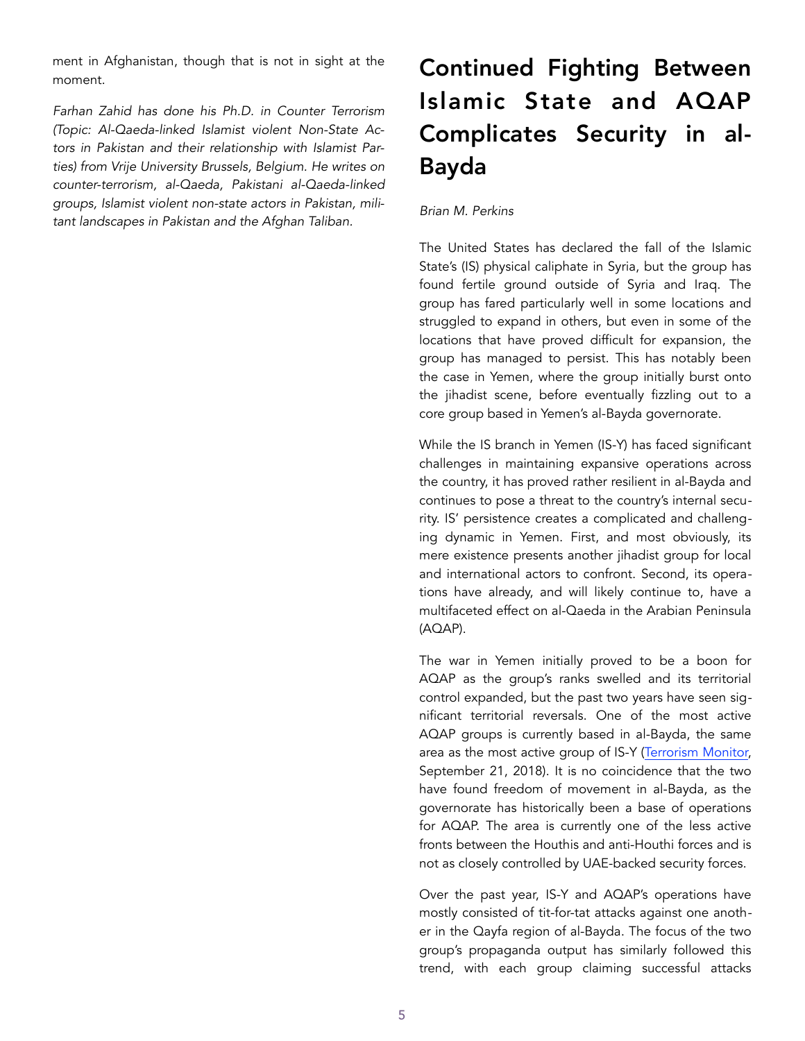ment in Afghanistan, though that is not in sight at the moment.

*Farhan Zahid has done his Ph.D. in Counter Terrorism (Topic: Al-Qaeda-linked Islamist violent Non-State Actors in Pakistan and their relationship with Islamist Parties) from Vrije University Brussels, Belgium. He writes on counter-terrorism, al-Qaeda, Pakistani al-Qaeda-linked groups, Islamist violent non-state actors in Pakistan, militant landscapes in Pakistan and the Afghan Taliban.*

# Continued Fighting Between Islamic State and AQAP Complicates Security in al-Bayda

*Brian M. Perkins*

The United States has declared the fall of the Islamic State's (IS) physical caliphate in Syria, but the group has found fertile ground outside of Syria and Iraq. The group has fared particularly well in some locations and struggled to expand in others, but even in some of the locations that have proved difficult for expansion, the group has managed to persist. This has notably been the case in Yemen, where the group initially burst onto the jihadist scene, before eventually fizzling out to a core group based in Yemen's al-Bayda governorate.

While the IS branch in Yemen (IS-Y) has faced significant challenges in maintaining expansive operations across the country, it has proved rather resilient in al-Bayda and continues to pose a threat to the country's internal security. IS' persistence creates a complicated and challenging dynamic in Yemen. First, and most obviously, its mere existence presents another jihadist group for local and international actors to confront. Second, its operations have already, and will likely continue to, have a multifaceted effect on al-Qaeda in the Arabian Peninsula (AQAP).

The war in Yemen initially proved to be a boon for AQAP as the group's ranks swelled and its territorial control expanded, but the past two years have seen significant territorial reversals. One of the most active AQAP groups is currently based in al-Bayda, the same area as the most active group of IS-Y (Terrorism Monitor, September 21, 2018). It is no coincidence that the two have found freedom of movement in al-Bayda, as the governorate has historically been a base of operations for AQAP. The area is currently one of the less active fronts between the Houthis and anti-Houthi forces and is not as closely controlled by UAE-backed security forces.

Over the past year, IS-Y and AQAP's operations have mostly consisted of tit-for-tat attacks against one another in the Qayfa region of al-Bayda. The focus of the two group's propaganda output has similarly followed this trend, with each group claiming successful attacks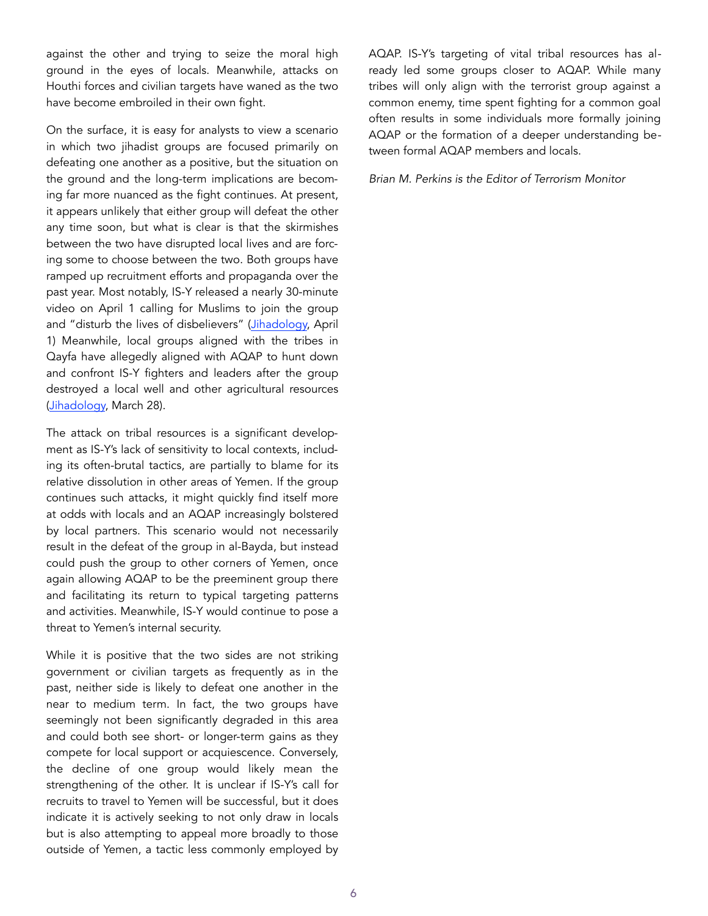against the other and trying to seize the moral high ground in the eyes of locals. Meanwhile, attacks on Houthi forces and civilian targets have waned as the two have become embroiled in their own fight.

On the surface, it is easy for analysts to view a scenario in which two jihadist groups are focused primarily on defeating one another as a positive, but the situation on the ground and the long-term implications are becoming far more nuanced as the fight continues. At present, it appears unlikely that either group will defeat the other any time soon, but what is clear is that the skirmishes between the two have disrupted local lives and are forcing some to choose between the two. Both groups have ramped up recruitment efforts and propaganda over the past year. Most notably, IS-Y released a nearly 30-minute video on April 1 calling for Muslims to join the group and "disturb the lives of disbelievers" (Jihadology, April 1) Meanwhile, local groups aligned with the tribes in Qayfa have allegedly aligned with AQAP to hunt down and confront IS-Y fighters and leaders after the group destroyed a local well and other agricultural resources (Jihadology, March 28).

The attack on tribal resources is a significant development as IS-Y's lack of sensitivity to local contexts, including its often-brutal tactics, are partially to blame for its relative dissolution in other areas of Yemen. If the group continues such attacks, it might quickly find itself more at odds with locals and an AQAP increasingly bolstered by local partners. This scenario would not necessarily result in the defeat of the group in al-Bayda, but instead could push the group to other corners of Yemen, once again allowing AQAP to be the preeminent group there and facilitating its return to typical targeting patterns and activities. Meanwhile, IS-Y would continue to pose a threat to Yemen's internal security.

While it is positive that the two sides are not striking government or civilian targets as frequently as in the past, neither side is likely to defeat one another in the near to medium term. In fact, the two groups have seemingly not been significantly degraded in this area and could both see short- or longer-term gains as they compete for local support or acquiescence. Conversely, the decline of one group would likely mean the strengthening of the other. It is unclear if IS-Y's call for recruits to travel to Yemen will be successful, but it does indicate it is actively seeking to not only draw in locals but is also attempting to appeal more broadly to those outside of Yemen, a tactic less commonly employed by AQAP. IS-Y's targeting of vital tribal resources has already led some groups closer to AQAP. While many tribes will only align with the terrorist group against a common enemy, time spent fighting for a common goal often results in some individuals more formally joining AQAP or the formation of a deeper understanding between formal AQAP members and locals.

*Brian M. Perkins is the Editor of Terrorism Monitor*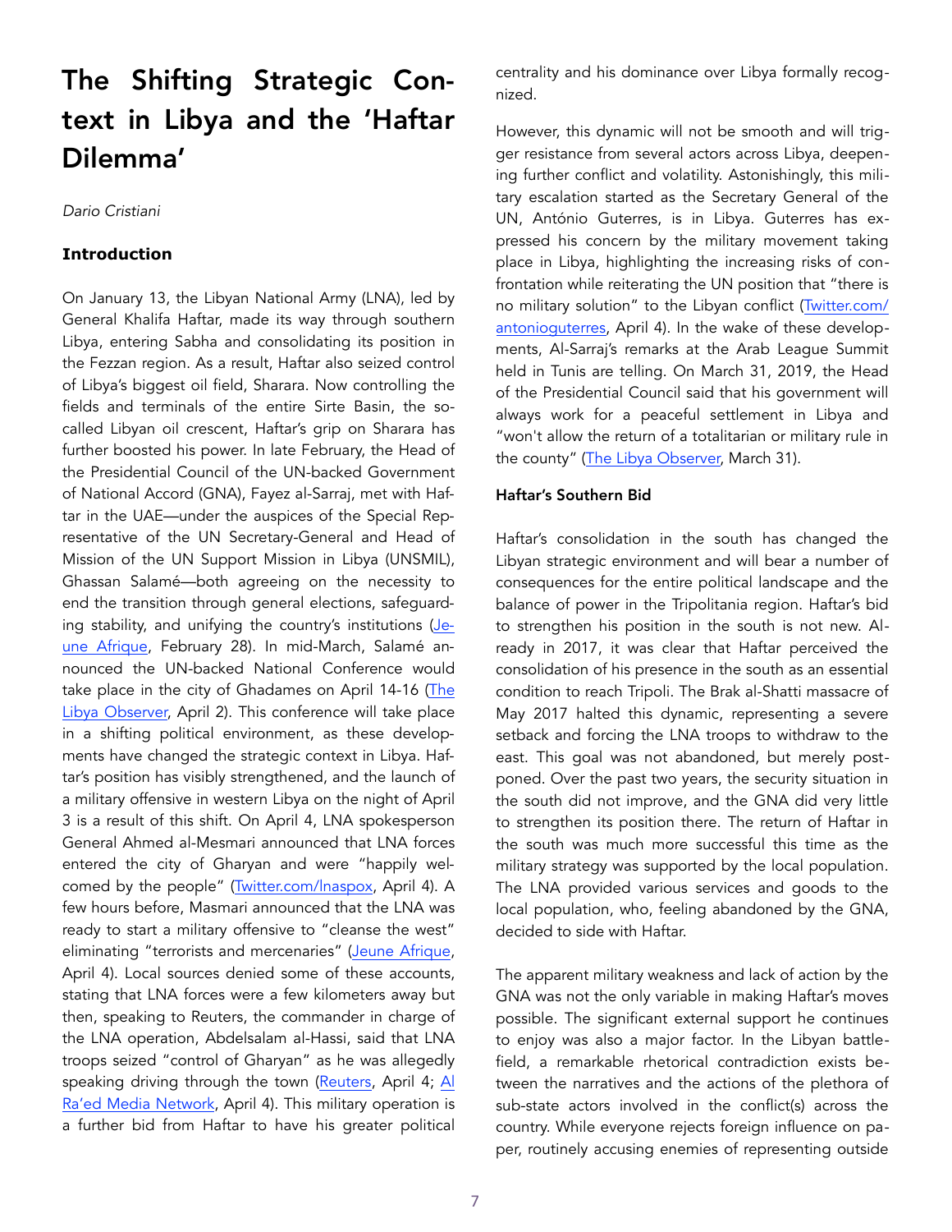# The Shifting Strategic Context in Libya and the 'Haftar Dilemma'

*Dario Cristiani*

### Introduction

On January 13, the Libyan National Army (LNA), led by General Khalifa Haftar, made its way through southern Libya, entering Sabha and consolidating its position in the Fezzan region. As a result, Haftar also seized control of Libya's biggest oil field, Sharara. Now controlling the fields and terminals of the entire Sirte Basin, the so-called Libyan oil crescent, Haftar's grip on Sharara has further boosted his power. In late February, the Head of the Presidential Council of the UN-backed Government of National Accord (GNA), Fayez al-Sarraj, met with Haftar in the UAE—under the auspices of the Special Representative of the UN Secretary-General and Head of Mission of the UN Support Mission in Libya (UNSMIL), Ghassan Salamé—both agreeing on the necessity to end the transition through general elections, safeguarding stability, and unifying the country's institutions (Jeune Afrique, February 28). In mid-March, Salamé announced the UN-backed National Conference would take place in the city of Ghadames on April 14-16 (The Libya Observer, April 2). This conference will take place in a shifting political environment, as these developments have changed the strategic context in Libya. Haftar's position has visibly strengthened, and the launch of a military offensive in western Libya on the night of April 3 is a result of this shift. On April 4, LNA spokesperson General Ahmed al-Mesmari announced that LNA forces entered the city of Gharyan and were "happily welcomed by the people" (Twitter.com/lnaspox, April 4). A few hours before, Masmari announced that the LNA was ready to start a military offensive to "cleanse the west" eliminating "terrorists and mercenaries" (Jeune Afrique, April 4). Local sources denied some of these accounts, stating that LNA forces were a few kilometers away but then, speaking to Reuters, the commander in charge of the LNA operation, Abdelsalam al-Hassi, said that LNA troops seized "control of Gharyan" as he was allegedly speaking driving through the town (Reuters, April 4; Al Ra'ed Media Network, April 4). This military operation is a further bid from Haftar to have his greater political centrality and his dominance over Libya formally recognized.

However, this dynamic will not be smooth and will trigger resistance from several actors across Libya, deepening further conflict and volatility. Astonishingly, this military escalation started as the Secretary General of the UN, António Guterres, is in Libya. Guterres has expressed his concern by the military movement taking place in Libya, highlighting the increasing risks of confrontation while reiterating the UN position that "there is no military solution" to the Libyan conflict (Twitter.com/antonioguterres, April 4). In the wake of these developments, Al-Sarraj's remarks at the Arab League Summit held in Tunis are telling. On March 31, 2019, the Head of the Presidential Council said that his government will always work for a peaceful settlement in Libya and "won't allow the return of a totalitarian or military rule in the county" (The Libya Observer, March 31).

### Haftar's Southern Bid

Haftar's consolidation in the south has changed the Libyan strategic environment and will bear a number of consequences for the entire political landscape and the balance of power in the Tripolitania region. Haftar's bid to strengthen his position in the south is not new. Already in 2017, it was clear that Haftar perceived the consolidation of his presence in the south as an essential condition to reach Tripoli. The Brak al-Shatti massacre of May 2017 halted this dynamic, representing a severe setback and forcing the LNA troops to withdraw to the east. This goal was not abandoned, but merely postponed. Over the past two years, the security situation in the south did not improve, and the GNA did very little to strengthen its position there. The return of Haftar in the south was much more successful this time as the military strategy was supported by the local population. The LNA provided various services and goods to the local population, who, feeling abandoned by the GNA, decided to side with Haftar.

The apparent military weakness and lack of action by the GNA was not the only variable in making Haftar's moves possible. The significant external support he continues to enjoy was also a major factor. In the Libyan battlefield, a remarkable rhetorical contradiction exists between the narratives and the actions of the plethora of sub-state actors involved in the conflict(s) across the country. While everyone rejects foreign influence on paper, routinely accusing enemies of representing outside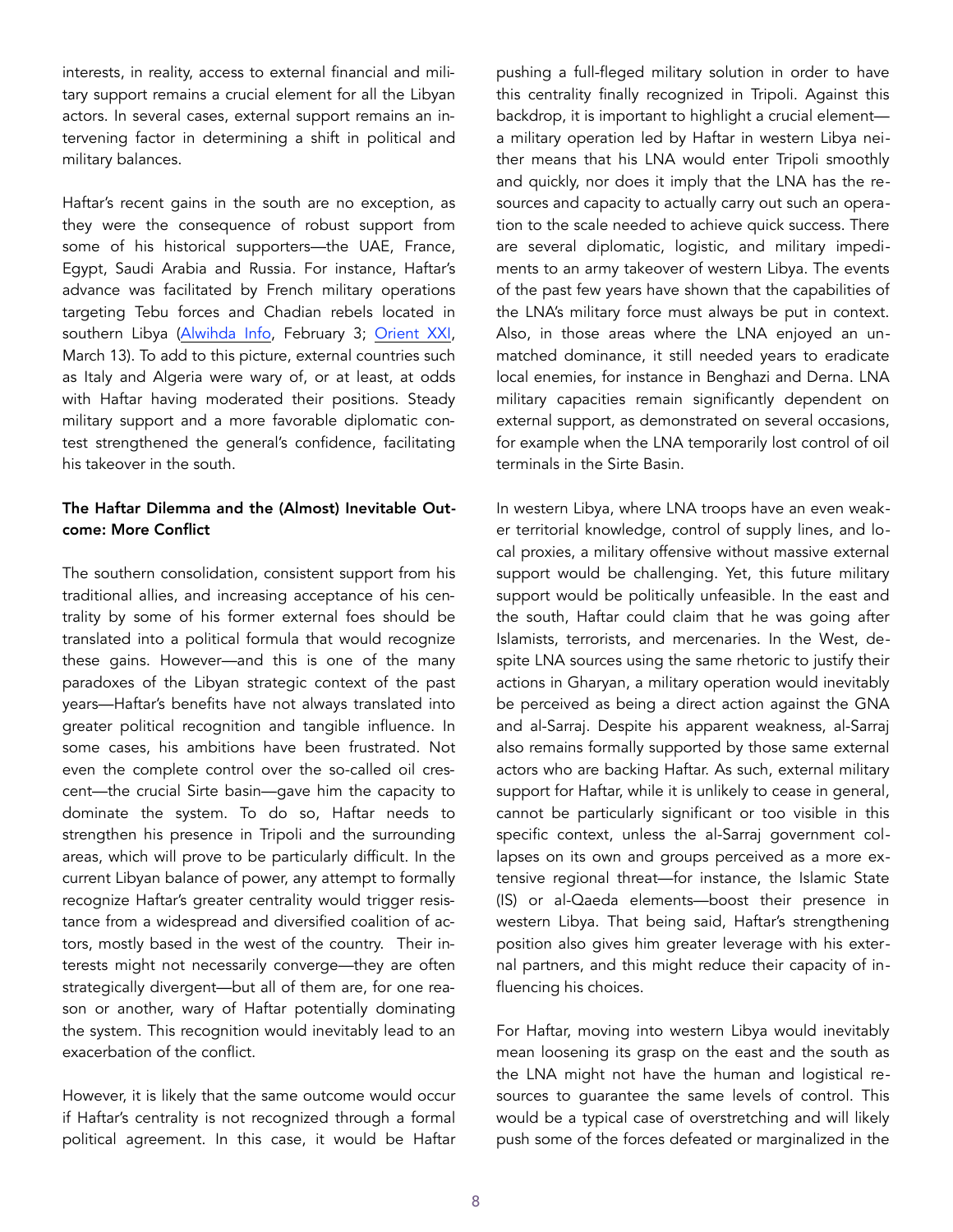interests, in reality, access to external financial and military support remains a crucial element for all the Libyan actors. In several cases, external support remains an intervening factor in determining a shift in political and military balances.

Haftar's recent gains in the south are no exception, as they were the consequence of robust support from some of his historical supporters—the UAE, France, Egypt, Saudi Arabia and Russia. For instance, Haftar's advance was facilitated by French military operations targeting Tebu forces and Chadian rebels located in southern Libya (Alwihda Info, February 3; Orient XXI, March 13). To add to this picture, external countries such as Italy and Algeria were wary of, or at least, at odds with Haftar having moderated their positions. Steady military support and a more favorable diplomatic contest strengthened the general's confidence, facilitating his takeover in the south.

**The Haftar Dilemma and the (Almost) Inevitable Outcome: More Conflict**

The southern consolidation, consistent support from his traditional allies, and increasing acceptance of his centrality by some of his former external foes should be translated into a political formula that would recognize these gains. However—and this is one of the many paradoxes of the Libyan strategic context of the past years—Haftar's benefits have not always translated into greater political recognition and tangible influence. In some cases, his ambitions have been frustrated. Not even the complete control over the so-called oil crescent—the crucial Sirte basin—gave him the capacity to dominate the system. To do so, Haftar needs to strengthen his presence in Tripoli and the surrounding areas, which will prove to be particularly difficult. In the current Libyan balance of power, any attempt to formally recognize Haftar's greater centrality would trigger resistance from a widespread and diversified coalition of actors, mostly based in the west of the country. Their interests might not necessarily converge—they are often strategically divergent—but all of them are, for one reason or another, wary of Haftar potentially dominating the system. This recognition would inevitably lead to an exacerbation of the conflict.

However, it is likely that the same outcome would occur if Haftar's centrality is not recognized through a formal political agreement. In this case, it would be Haftar pushing a full-fleged military solution in order to have this centrality finally recognized in Tripoli. Against this backdrop, it is important to highlight a crucial element—a military operation led by Haftar in western Libya neither means that his LNA would enter Tripoli smoothly and quickly, nor does it imply that the LNA has the resources and capacity to actually carry out such an operation to the scale needed to achieve quick success. There are several diplomatic, logistic, and military impediments to an army takeover of western Libya. The events of the past few years have shown that the capabilities of the LNA's military force must always be put in context. Also, in those areas where the LNA enjoyed an unmatched dominance, it still needed years to eradicate local enemies, for instance in Benghazi and Derna. LNA military capacities remain significantly dependent on external support, as demonstrated on several occasions, for example when the LNA temporarily lost control of oil terminals in the Sirte Basin.

In western Libya, where LNA troops have an even weaker territorial knowledge, control of supply lines, and local proxies, a military offensive without massive external support would be challenging. Yet, this future military support would be politically unfeasible. In the east and the south, Haftar could claim that he was going after Islamists, terrorists, and mercenaries. In the West, despite LNA sources using the same rhetoric to justify their actions in Gharyan, a military operation would inevitably be perceived as being a direct action against the GNA and al-Sarraj. Despite his apparent weakness, al-Sarraj also remains formally supported by those same external actors who are backing Haftar. As such, external military support for Haftar, while it is unlikely to cease in general, cannot be particularly significant or too visible in this specific context, unless the al-Sarraj government collapses on its own and groups perceived as a more extensive regional threat—for instance, the Islamic State (IS) or al-Qaeda elements—boost their presence in western Libya. That being said, Haftar's strengthening position also gives him greater leverage with his external partners, and this might reduce their capacity of influencing his choices.

For Haftar, moving into western Libya would inevitably mean loosening its grasp on the east and the south as the LNA might not have the human and logistical resources to guarantee the same levels of control. This would be a typical case of overstretching and will likely push some of the forces defeated or marginalized in the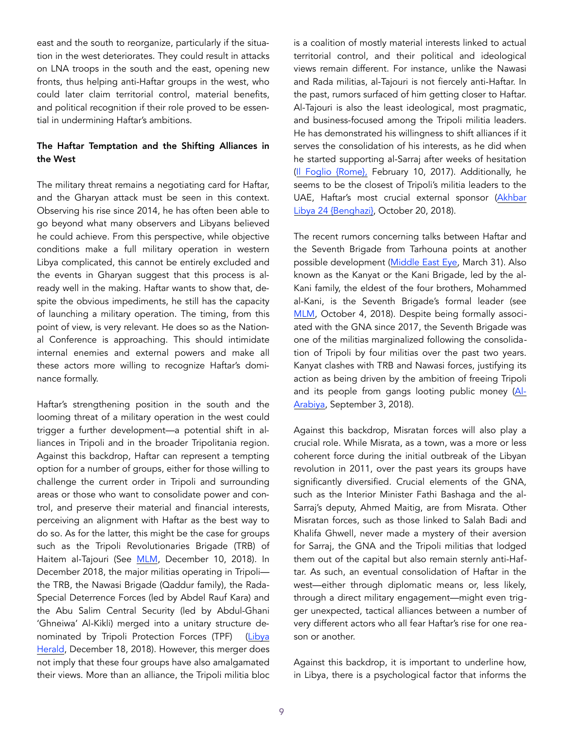east and the south to reorganize, particularly if the situation in the west deteriorates. They could result in attacks on LNA troops in the south and the east, opening new fronts, thus helping anti-Haftar groups in the west, who could later claim territorial control, material benefits, and political recognition if their role proved to be essential in undermining Haftar's ambitions.

**The Haftar Temptation and the Shifting Alliances in the West**

The military threat remains a negotiating card for Haftar, and the Gharyan attack must be seen in this context. Observing his rise since 2014, he has often been able to go beyond what many observers and Libyans believed he could achieve. From this perspective, while objective conditions make a full military operation in western Libya complicated, this cannot be entirely excluded and the events in Gharyan suggest that this process is already well in the making. Haftar wants to show that, despite the obvious impediments, he still has the capacity of launching a military operation. The timing, from this point of view, is very relevant. He does so as the National Conference is approaching. This should intimidate internal enemies and external powers and make all these actors more willing to recognize Haftar's dominance formally.

Haftar's strengthening position in the south and the looming threat of a military operation in the west could trigger a further development—a potential shift in alliances in Tripoli and in the broader Tripolitania region. Against this backdrop, Haftar can represent a tempting option for a number of groups, either for those willing to challenge the current order in Tripoli and surrounding areas or those who want to consolidate power and control, and preserve their material and financial interests, perceiving an alignment with Haftar as the best way to do so. As for the latter, this might be the case for groups such as the Tripoli Revolutionaries Brigade (TRB) of Haitem al-Tajouri (See MLM, December 10, 2018). In December 2018, the major militias operating in Tripoli—the TRB, the Nawasi Brigade (Qaddur family), the Rada-Special Deterrence Forces (led by Abdel Rauf Kara) and the Abu Salim Central Security (led by Abdul-Ghani 'Ghneiwa' Al-Kikli) merged into a unitary structure denominated by Tripoli Protection Forces (TPF) (Libya Herald, December 18, 2018). However, this merger does not imply that these four groups have also amalgamated their views. More than an alliance, the Tripoli militia bloc is a coalition of mostly material interests linked to actual territorial control, and their political and ideological views remain different. For instance, unlike the Nawasi and Rada militias, al-Tajouri is not fiercely anti-Haftar. In the past, rumors surfaced of him getting closer to Haftar. Al-Tajouri is also the least ideological, most pragmatic, and business-focused among the Tripoli militia leaders. He has demonstrated his willingness to shift alliances if it serves the consolidation of his interests, as he did when he started supporting al-Sarraj after weeks of hesitation (Il Foglio {Rome}, February 10, 2017). Additionally, he seems to be the closest of Tripoli's militia leaders to the UAE, Haftar's most crucial external sponsor (Akhbar Libya 24 {Benghazi}, October 20, 2018).

The recent rumors concerning talks between Haftar and the Seventh Brigade from Tarhouna points at another possible development (Middle East Eye, March 31). Also known as the Kanyat or the Kani Brigade, led by the al-Kani family, the eldest of the four brothers, Mohammed al-Kani, is the Seventh Brigade's formal leader (see MLM, October 4, 2018). Despite being formally associated with the GNA since 2017, the Seventh Brigade was one of the militias marginalized following the consolidation of Tripoli by four militias over the past two years. Kanyat clashes with TRB and Nawasi forces, justifying its action as being driven by the ambition of freeing Tripoli and its people from gangs looting public money (Al-Arabiya, September 3, 2018).

Against this backdrop, Misratan forces will also play a crucial role. While Misrata, as a town, was a more or less coherent force during the initial outbreak of the Libyan revolution in 2011, over the past years its groups have significantly diversified. Crucial elements of the GNA, such as the Interior Minister Fathi Bashaga and the al-Sarraj's deputy, Ahmed Maitig, are from Misrata. Other Misratan forces, such as those linked to Salah Badi and Khalifa Ghwell, never made a mystery of their aversion for Sarraj, the GNA and the Tripoli militias that lodged them out of the capital but also remain sternly anti-Haftar. As such, an eventual consolidation of Haftar in the west—either through diplomatic means or, less likely, through a direct military engagement—might even trigger unexpected, tactical alliances between a number of very different actors who all fear Haftar's rise for one reason or another.

Against this backdrop, it is important to underline how, in Libya, there is a psychological factor that informs the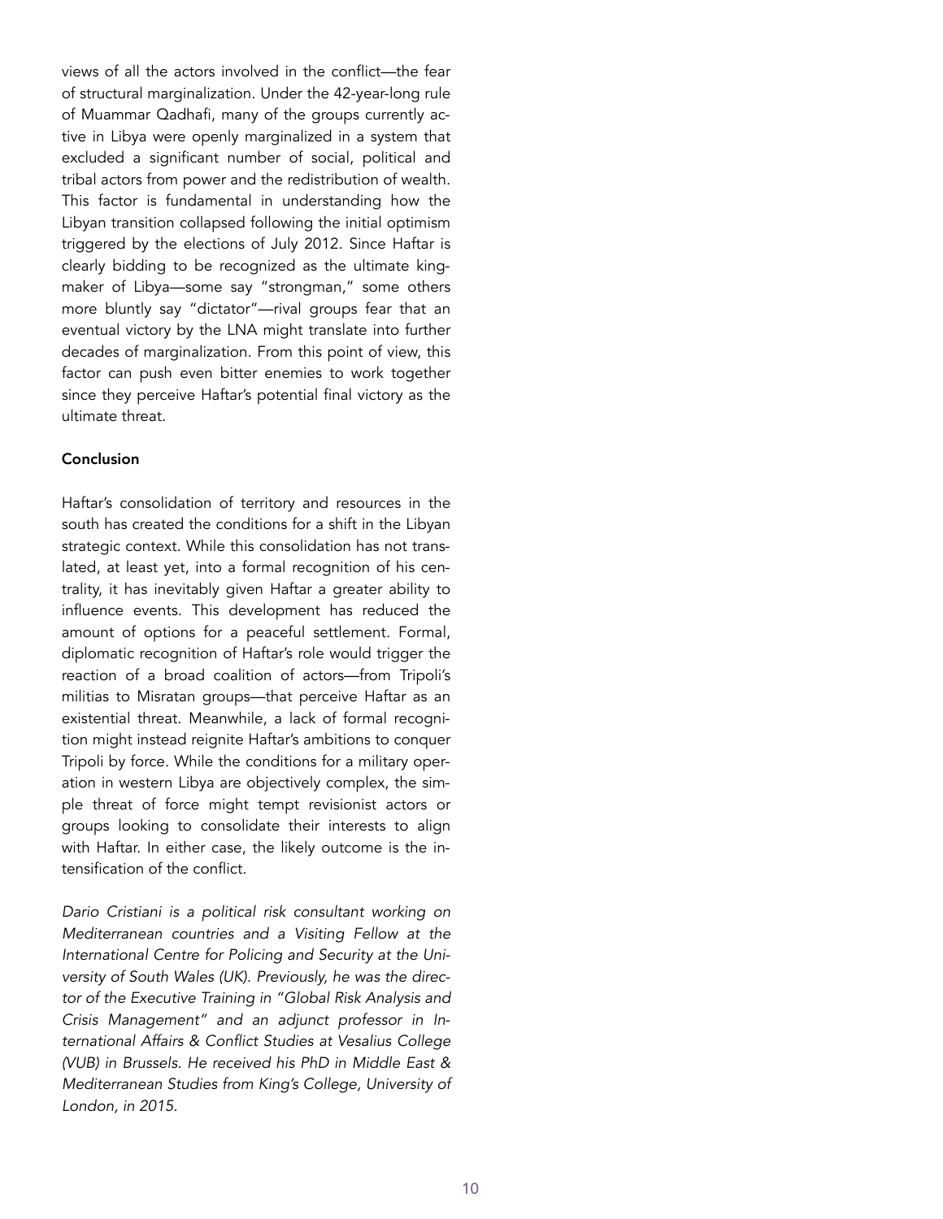views of all the actors involved in the conflict—the fear of structural marginalization. Under the 42-year-long rule of Muammar Qadhafi, many of the groups currently active in Libya were openly marginalized in a system that excluded a significant number of social, political and tribal actors from power and the redistribution of wealth. This factor is fundamental in understanding how the Libyan transition collapsed following the initial optimism triggered by the elections of July 2012. Since Haftar is clearly bidding to be recognized as the ultimate kingmaker of Libya—some say "strongman," some others more bluntly say "dictator"—rival groups fear that an eventual victory by the LNA might translate into further decades of marginalization. From this point of view, this factor can push even bitter enemies to work together since they perceive Haftar's potential final victory as the ultimate threat.

**Conclusion**

Haftar's consolidation of territory and resources in the south has created the conditions for a shift in the Libyan strategic context. While this consolidation has not translated, at least yet, into a formal recognition of his centrality, it has inevitably given Haftar a greater ability to influence events. This development has reduced the amount of options for a peaceful settlement. Formal, diplomatic recognition of Haftar's role would trigger the reaction of a broad coalition of actors—from Tripoli's militias to Misratan groups—that perceive Haftar as an existential threat. Meanwhile, a lack of formal recognition might instead reignite Haftar's ambitions to conquer Tripoli by force. While the conditions for a military operation in western Libya are objectively complex, the simple threat of force might tempt revisionist actors or groups looking to consolidate their interests to align with Haftar. In either case, the likely outcome is the intensification of the conflict.

*Dario Cristiani is a political risk consultant working on Mediterranean countries and a Visiting Fellow at the International Centre for Policing and Security at the University of South Wales (UK). Previously, he was the director of the Executive Training in "Global Risk Analysis and Crisis Management" and an adjunct professor in International Affairs & Conflict Studies at Vesalius College (VUB) in Brussels. He received his PhD in Middle East & Mediterranean Studies from King's College, University of London, in 2015.*